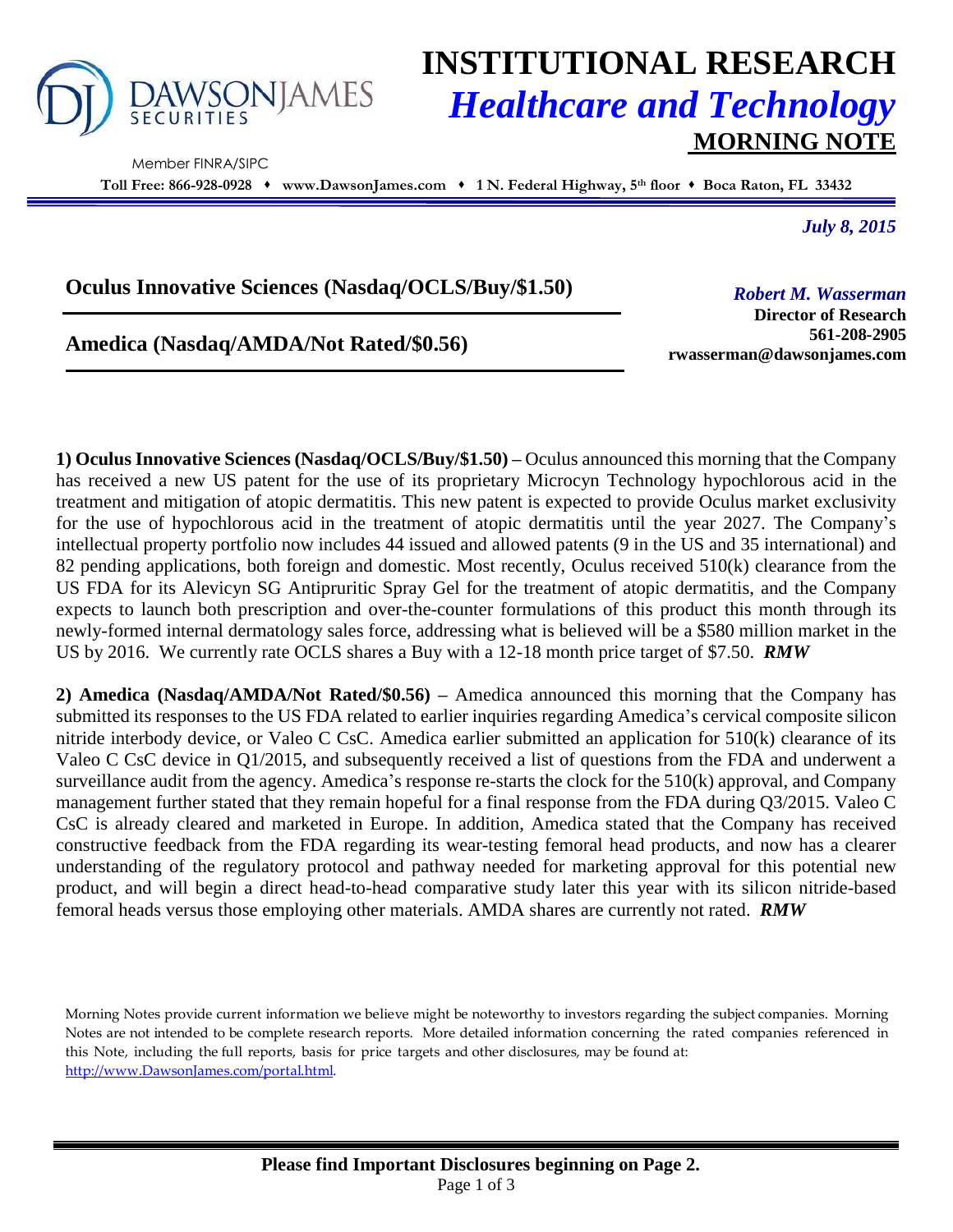DAWSONJAMES SECURITIES

Member FINRA/SIPC

# INSTITUTIONAL RESEARCH
## *Healthcare and Technology*
## MORNING NOTE

**Toll Free: 866-928-0928 ♦ www.DawsonJames.com ♦ 1 N. Federal Highway, 5th floor ♦ Boca Raton, FL 33432**

*July 8, 2015*

**Oculus Innovative Sciences (Nasdaq/OCLS/Buy/$1.50)**

**Amedica (Nasdaq/AMDA/Not Rated/$0.56)**

*Robert M. Wasserman*
**Director of Research**
**561-208-2905**
**rwasserman@dawsonjames.com**

**1) Oculus Innovative Sciences (Nasdaq/OCLS/Buy/$1.50) –** Oculus announced this morning that the Company has received a new US patent for the use of its proprietary Microcyn Technology hypochlorous acid in the treatment and mitigation of atopic dermatitis. This new patent is expected to provide Oculus market exclusivity for the use of hypochlorous acid in the treatment of atopic dermatitis until the year 2027. The Company's intellectual property portfolio now includes 44 issued and allowed patents (9 in the US and 35 international) and 82 pending applications, both foreign and domestic. Most recently, Oculus received 510(k) clearance from the US FDA for its Alevicyn SG Antipruritic Spray Gel for the treatment of atopic dermatitis, and the Company expects to launch both prescription and over-the-counter formulations of this product this month through its newly-formed internal dermatology sales force, addressing what is believed will be a $580 million market in the US by 2016. We currently rate OCLS shares a Buy with a 12-18 month price target of $7.50. ***RMW***

**2) Amedica (Nasdaq/AMDA/Not Rated/$0.56) –** Amedica announced this morning that the Company has submitted its responses to the US FDA related to earlier inquiries regarding Amedica's cervical composite silicon nitride interbody device, or Valeo C CsC. Amedica earlier submitted an application for 510(k) clearance of its Valeo C CsC device in Q1/2015, and subsequently received a list of questions from the FDA and underwent a surveillance audit from the agency. Amedica's response re-starts the clock for the 510(k) approval, and Company management further stated that they remain hopeful for a final response from the FDA during Q3/2015. Valeo C CsC is already cleared and marketed in Europe. In addition, Amedica stated that the Company has received constructive feedback from the FDA regarding its wear-testing femoral head products, and now has a clearer understanding of the regulatory protocol and pathway needed for marketing approval for this potential new product, and will begin a direct head-to-head comparative study later this year with its silicon nitride-based femoral heads versus those employing other materials. AMDA shares are currently not rated. ***RMW***

Morning Notes provide current information we believe might be noteworthy to investors regarding the subject companies. Morning Notes are not intended to be complete research reports. More detailed information concerning the rated companies referenced in this Note, including the full reports, basis for price targets and other disclosures, may be found at: http://www.DawsonJames.com/portal.html.

**Please find Important Disclosures beginning on Page 2.**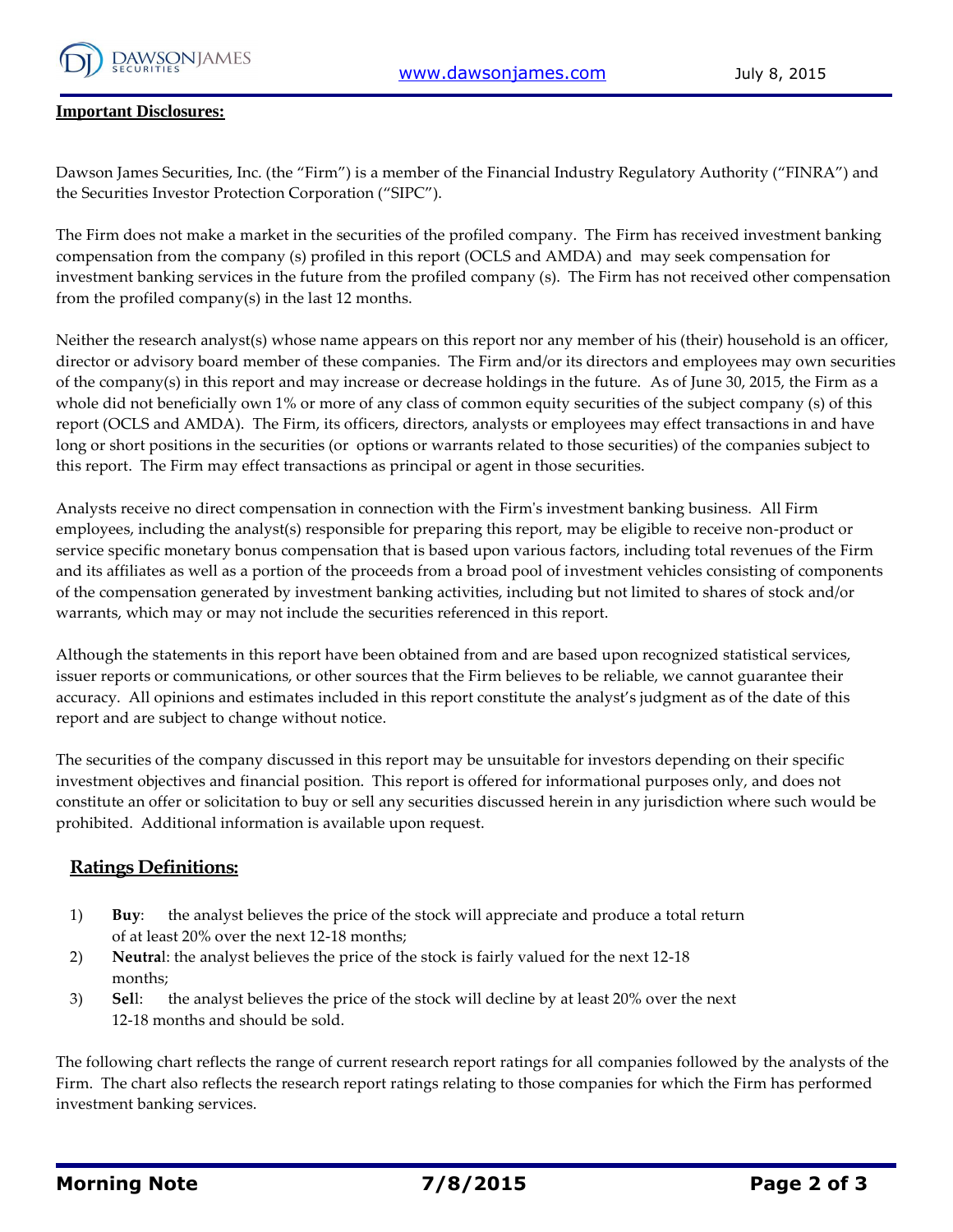**Important Disclosures:**

Dawson James Securities, Inc. (the "Firm") is a member of the Financial Industry Regulatory Authority ("FINRA") and the Securities Investor Protection Corporation ("SIPC").

The Firm does not make a market in the securities of the profiled company. The Firm has received investment banking compensation from the company (s) profiled in this report (OCLS and AMDA) and may seek compensation for investment banking services in the future from the profiled company (s). The Firm has not received other compensation from the profiled company(s) in the last 12 months.

Neither the research analyst(s) whose name appears on this report nor any member of his (their) household is an officer, director or advisory board member of these companies. The Firm and/or its directors and employees may own securities of the company(s) in this report and may increase or decrease holdings in the future. As of June 30, 2015, the Firm as a whole did not beneficially own 1% or more of any class of common equity securities of the subject company (s) of this report (OCLS and AMDA). The Firm, its officers, directors, analysts or employees may effect transactions in and have long or short positions in the securities (or options or warrants related to those securities) of the companies subject to this report. The Firm may effect transactions as principal or agent in those securities.

Analysts receive no direct compensation in connection with the Firm's investment banking business. All Firm employees, including the analyst(s) responsible for preparing this report, may be eligible to receive non-product or service specific monetary bonus compensation that is based upon various factors, including total revenues of the Firm and its affiliates as well as a portion of the proceeds from a broad pool of investment vehicles consisting of components of the compensation generated by investment banking activities, including but not limited to shares of stock and/or warrants, which may or may not include the securities referenced in this report.

Although the statements in this report have been obtained from and are based upon recognized statistical services, issuer reports or communications, or other sources that the Firm believes to be reliable, we cannot guarantee their accuracy. All opinions and estimates included in this report constitute the analyst's judgment as of the date of this report and are subject to change without notice.

The securities of the company discussed in this report may be unsuitable for investors depending on their specific investment objectives and financial position. This report is offered for informational purposes only, and does not constitute an offer or solicitation to buy or sell any securities discussed herein in any jurisdiction where such would be prohibited. Additional information is available upon request.

## Ratings Definitions:

1) **Buy**: the analyst believes the price of the stock will appreciate and produce a total return of at least 20% over the next 12-18 months;
2) **Neutral**: the analyst believes the price of the stock is fairly valued for the next 12-18 months;
3) **Sell**: the analyst believes the price of the stock will decline by at least 20% over the next 12-18 months and should be sold.

The following chart reflects the range of current research report ratings for all companies followed by the analysts of the Firm. The chart also reflects the research report ratings relating to those companies for which the Firm has performed investment banking services.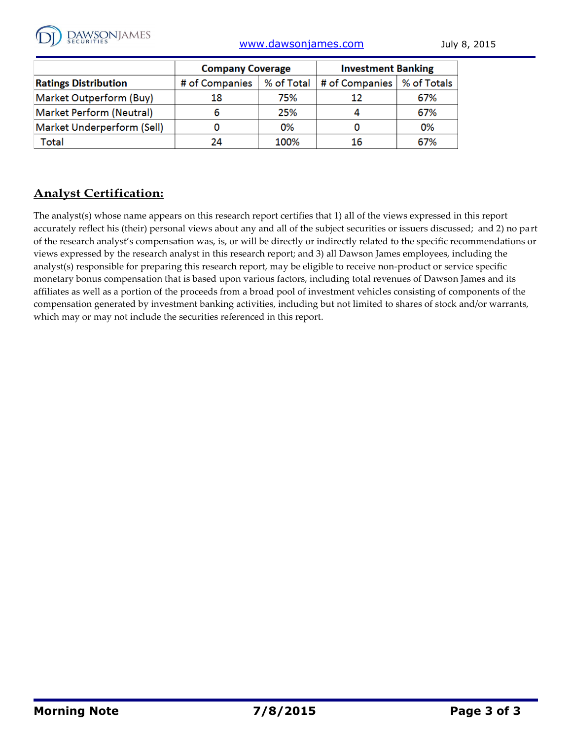| | Company Coverage | | Investment Banking | |
|---|---|---|---|---|
| Ratings Distribution | # of Companies | % of Total | # of Companies | % of Totals |
| Market Outperform (Buy) | 18 | 75% | 12 | 67% |
| Market Perform (Neutral) | 6 | 25% | 4 | 67% |
| Market Underperform (Sell) | 0 | 0% | 0 | 0% |
| Total | 24 | 100% | 16 | 67% |

## Analyst Certification:

The analyst(s) whose name appears on this research report certifies that 1) all of the views expressed in this report accurately reflect his (their) personal views about any and all of the subject securities or issuers discussed; and 2) no part of the research analyst's compensation was, is, or will be directly or indirectly related to the specific recommendations or views expressed by the research analyst in this research report; and 3) all Dawson James employees, including the analyst(s) responsible for preparing this research report, may be eligible to receive non-product or service specific monetary bonus compensation that is based upon various factors, including total revenues of Dawson James and its affiliates as well as a portion of the proceeds from a broad pool of investment vehicles consisting of components of the compensation generated by investment banking activities, including but not limited to shares of stock and/or warrants, which may or may not include the securities referenced in this report.